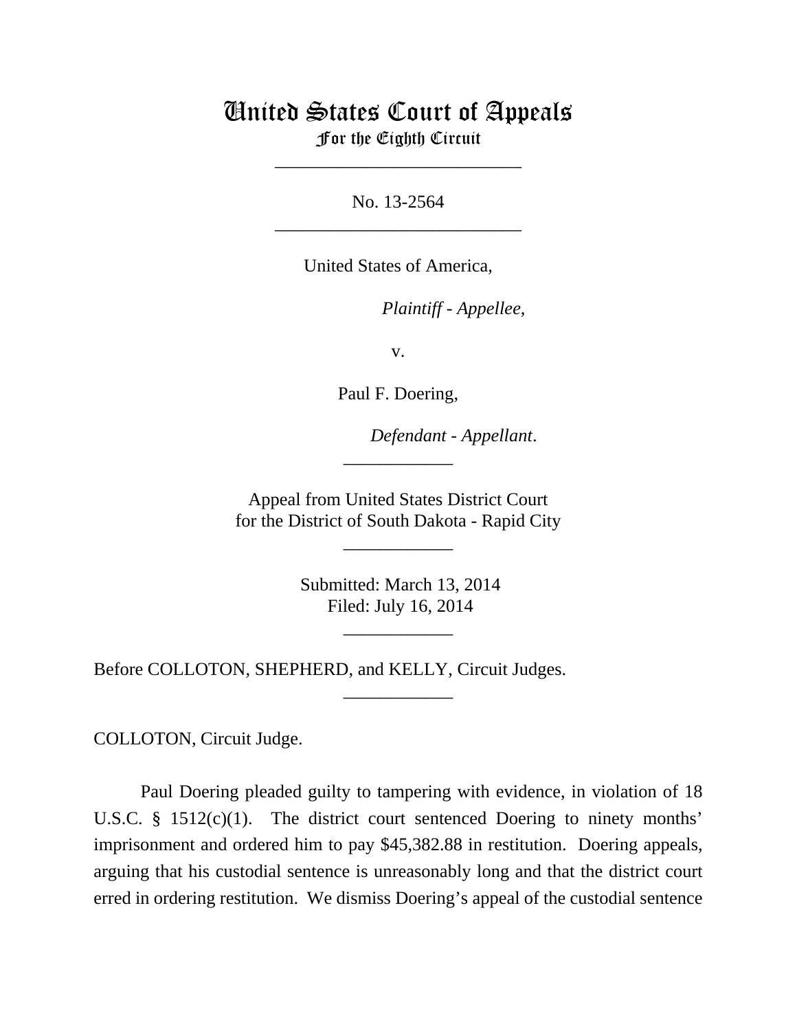# United States Court of Appeals
## For the Eighth Circuit

---

No. 13-2564

---

United States of America,

*Plaintiff - Appellee*,

v.

Paul F. Doering,

*Defendant - Appellant*.

---

Appeal from United States District Court
for the District of South Dakota - Rapid City

---

Submitted: March 13, 2014
Filed: July 16, 2014

---

Before COLLOTON, SHEPHERD, and KELLY, Circuit Judges.

---

COLLOTON, Circuit Judge.

Paul Doering pleaded guilty to tampering with evidence, in violation of 18 U.S.C. § 1512(c)(1). The district court sentenced Doering to ninety months' imprisonment and ordered him to pay $45,382.88 in restitution. Doering appeals, arguing that his custodial sentence is unreasonably long and that the district court erred in ordering restitution. We dismiss Doering's appeal of the custodial sentence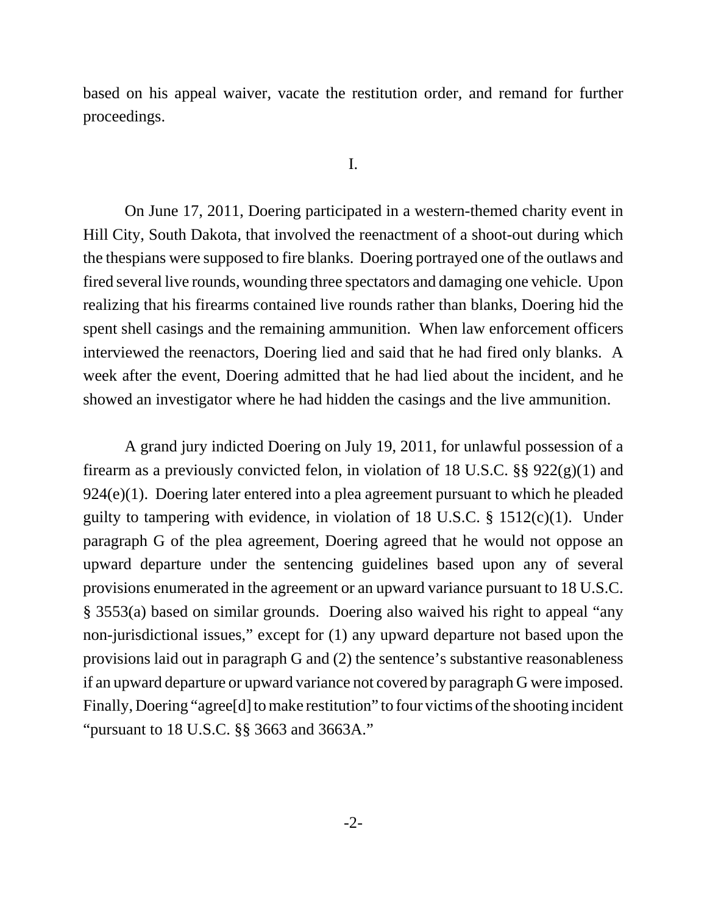based on his appeal waiver, vacate the restitution order, and remand for further proceedings.

I.

On June 17, 2011, Doering participated in a western-themed charity event in Hill City, South Dakota, that involved the reenactment of a shoot-out during which the thespians were supposed to fire blanks. Doering portrayed one of the outlaws and fired several live rounds, wounding three spectators and damaging one vehicle. Upon realizing that his firearms contained live rounds rather than blanks, Doering hid the spent shell casings and the remaining ammunition. When law enforcement officers interviewed the reenactors, Doering lied and said that he had fired only blanks. A week after the event, Doering admitted that he had lied about the incident, and he showed an investigator where he had hidden the casings and the live ammunition.

A grand jury indicted Doering on July 19, 2011, for unlawful possession of a firearm as a previously convicted felon, in violation of 18 U.S.C. §§ 922(g)(1) and 924(e)(1). Doering later entered into a plea agreement pursuant to which he pleaded guilty to tampering with evidence, in violation of 18 U.S.C. § 1512(c)(1). Under paragraph G of the plea agreement, Doering agreed that he would not oppose an upward departure under the sentencing guidelines based upon any of several provisions enumerated in the agreement or an upward variance pursuant to 18 U.S.C. § 3553(a) based on similar grounds. Doering also waived his right to appeal "any non-jurisdictional issues," except for (1) any upward departure not based upon the provisions laid out in paragraph G and (2) the sentence's substantive reasonableness if an upward departure or upward variance not covered by paragraph G were imposed. Finally, Doering "agree[d] to make restitution" to four victims of the shooting incident "pursuant to 18 U.S.C. §§ 3663 and 3663A."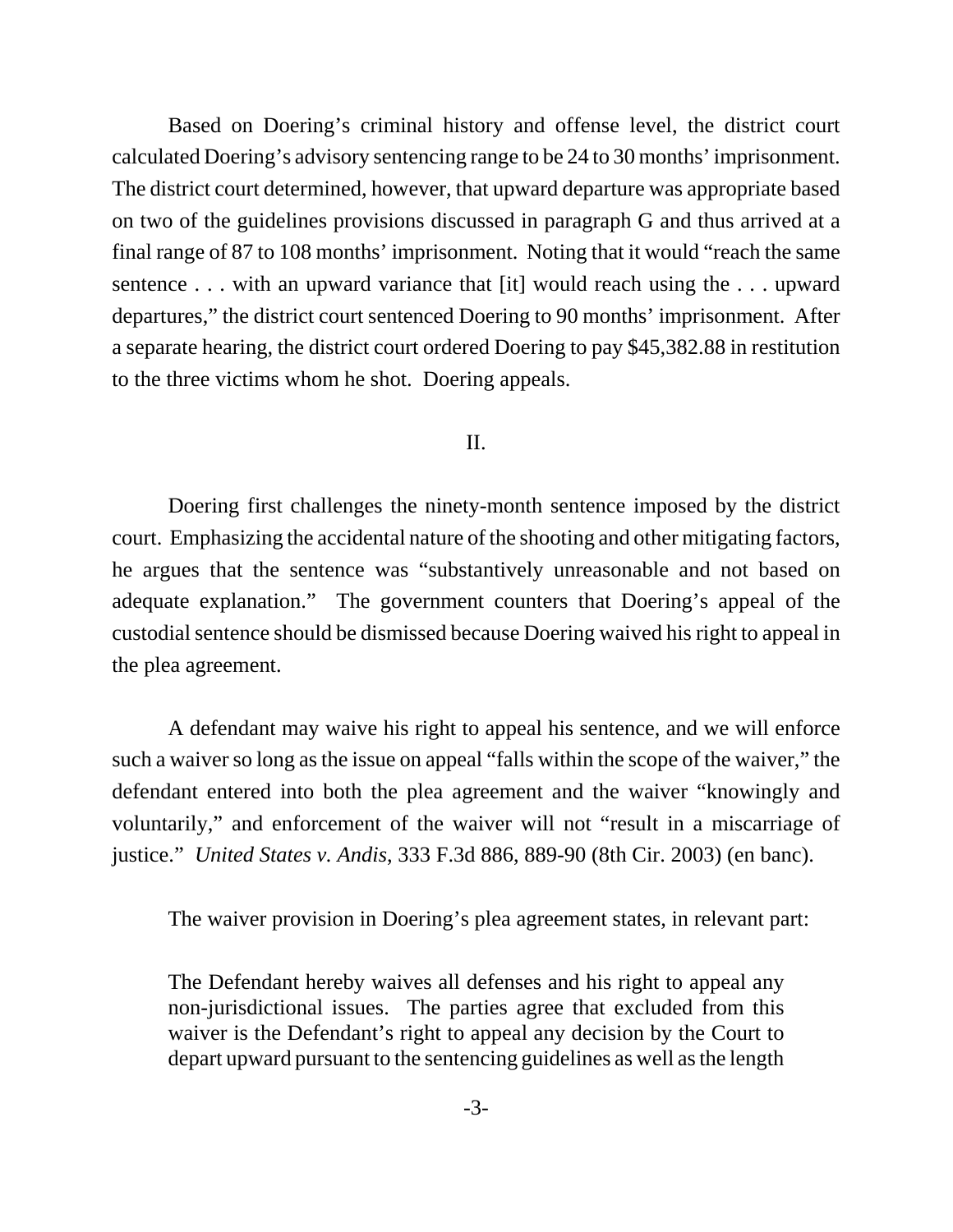Based on Doering's criminal history and offense level, the district court calculated Doering's advisory sentencing range to be 24 to 30 months' imprisonment. The district court determined, however, that upward departure was appropriate based on two of the guidelines provisions discussed in paragraph G and thus arrived at a final range of 87 to 108 months' imprisonment. Noting that it would "reach the same sentence . . . with an upward variance that [it] would reach using the . . . upward departures," the district court sentenced Doering to 90 months' imprisonment. After a separate hearing, the district court ordered Doering to pay $45,382.88 in restitution to the three victims whom he shot. Doering appeals.

## II.

Doering first challenges the ninety-month sentence imposed by the district court. Emphasizing the accidental nature of the shooting and other mitigating factors, he argues that the sentence was "substantively unreasonable and not based on adequate explanation." The government counters that Doering's appeal of the custodial sentence should be dismissed because Doering waived his right to appeal in the plea agreement.

A defendant may waive his right to appeal his sentence, and we will enforce such a waiver so long as the issue on appeal "falls within the scope of the waiver," the defendant entered into both the plea agreement and the waiver "knowingly and voluntarily," and enforcement of the waiver will not "result in a miscarriage of justice." *United States v. Andis*, 333 F.3d 886, 889-90 (8th Cir. 2003) (en banc).

The waiver provision in Doering's plea agreement states, in relevant part:

> The Defendant hereby waives all defenses and his right to appeal any non-jurisdictional issues. The parties agree that excluded from this waiver is the Defendant's right to appeal any decision by the Court to depart upward pursuant to the sentencing guidelines as well as the length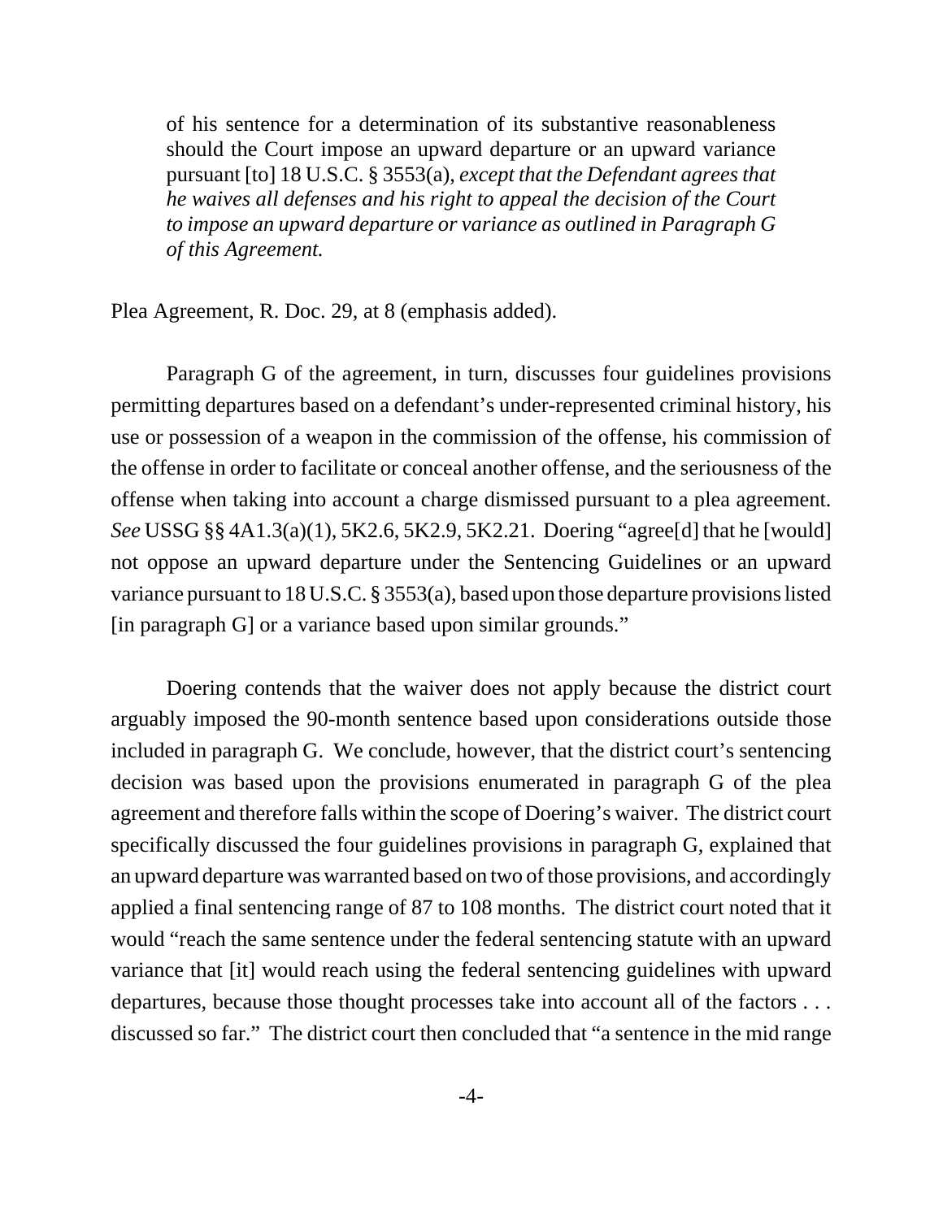> of his sentence for a determination of its substantive reasonableness should the Court impose an upward departure or an upward variance pursuant [to] 18 U.S.C. § 3553(a), *except that the Defendant agrees that he waives all defenses and his right to appeal the decision of the Court to impose an upward departure or variance as outlined in Paragraph G of this Agreement.*

Plea Agreement, R. Doc. 29, at 8 (emphasis added).

Paragraph G of the agreement, in turn, discusses four guidelines provisions permitting departures based on a defendant's under-represented criminal history, his use or possession of a weapon in the commission of the offense, his commission of the offense in order to facilitate or conceal another offense, and the seriousness of the offense when taking into account a charge dismissed pursuant to a plea agreement. *See* USSG §§ 4A1.3(a)(1), 5K2.6, 5K2.9, 5K2.21. Doering "agree[d] that he [would] not oppose an upward departure under the Sentencing Guidelines or an upward variance pursuant to 18 U.S.C. § 3553(a), based upon those departure provisions listed [in paragraph G] or a variance based upon similar grounds."

Doering contends that the waiver does not apply because the district court arguably imposed the 90-month sentence based upon considerations outside those included in paragraph G. We conclude, however, that the district court's sentencing decision was based upon the provisions enumerated in paragraph G of the plea agreement and therefore falls within the scope of Doering's waiver. The district court specifically discussed the four guidelines provisions in paragraph G, explained that an upward departure was warranted based on two of those provisions, and accordingly applied a final sentencing range of 87 to 108 months. The district court noted that it would "reach the same sentence under the federal sentencing statute with an upward variance that [it] would reach using the federal sentencing guidelines with upward departures, because those thought processes take into account all of the factors . . . discussed so far." The district court then concluded that "a sentence in the mid range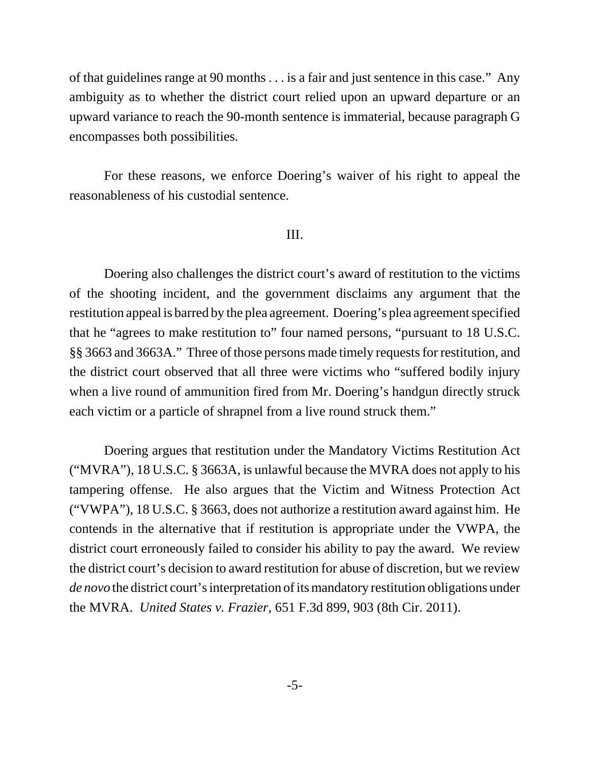of that guidelines range at 90 months . . . is a fair and just sentence in this case." Any ambiguity as to whether the district court relied upon an upward departure or an upward variance to reach the 90-month sentence is immaterial, because paragraph G encompasses both possibilities.

For these reasons, we enforce Doering's waiver of his right to appeal the reasonableness of his custodial sentence.

## III.

Doering also challenges the district court's award of restitution to the victims of the shooting incident, and the government disclaims any argument that the restitution appeal is barred by the plea agreement. Doering's plea agreement specified that he "agrees to make restitution to" four named persons, "pursuant to 18 U.S.C. §§ 3663 and 3663A." Three of those persons made timely requests for restitution, and the district court observed that all three were victims who "suffered bodily injury when a live round of ammunition fired from Mr. Doering's handgun directly struck each victim or a particle of shrapnel from a live round struck them."

Doering argues that restitution under the Mandatory Victims Restitution Act ("MVRA"), 18 U.S.C. § 3663A, is unlawful because the MVRA does not apply to his tampering offense. He also argues that the Victim and Witness Protection Act ("VWPA"), 18 U.S.C. § 3663, does not authorize a restitution award against him. He contends in the alternative that if restitution is appropriate under the VWPA, the district court erroneously failed to consider his ability to pay the award. We review the district court's decision to award restitution for abuse of discretion, but we review *de novo* the district court's interpretation of its mandatory restitution obligations under the MVRA. *United States v. Frazier*, 651 F.3d 899, 903 (8th Cir. 2011).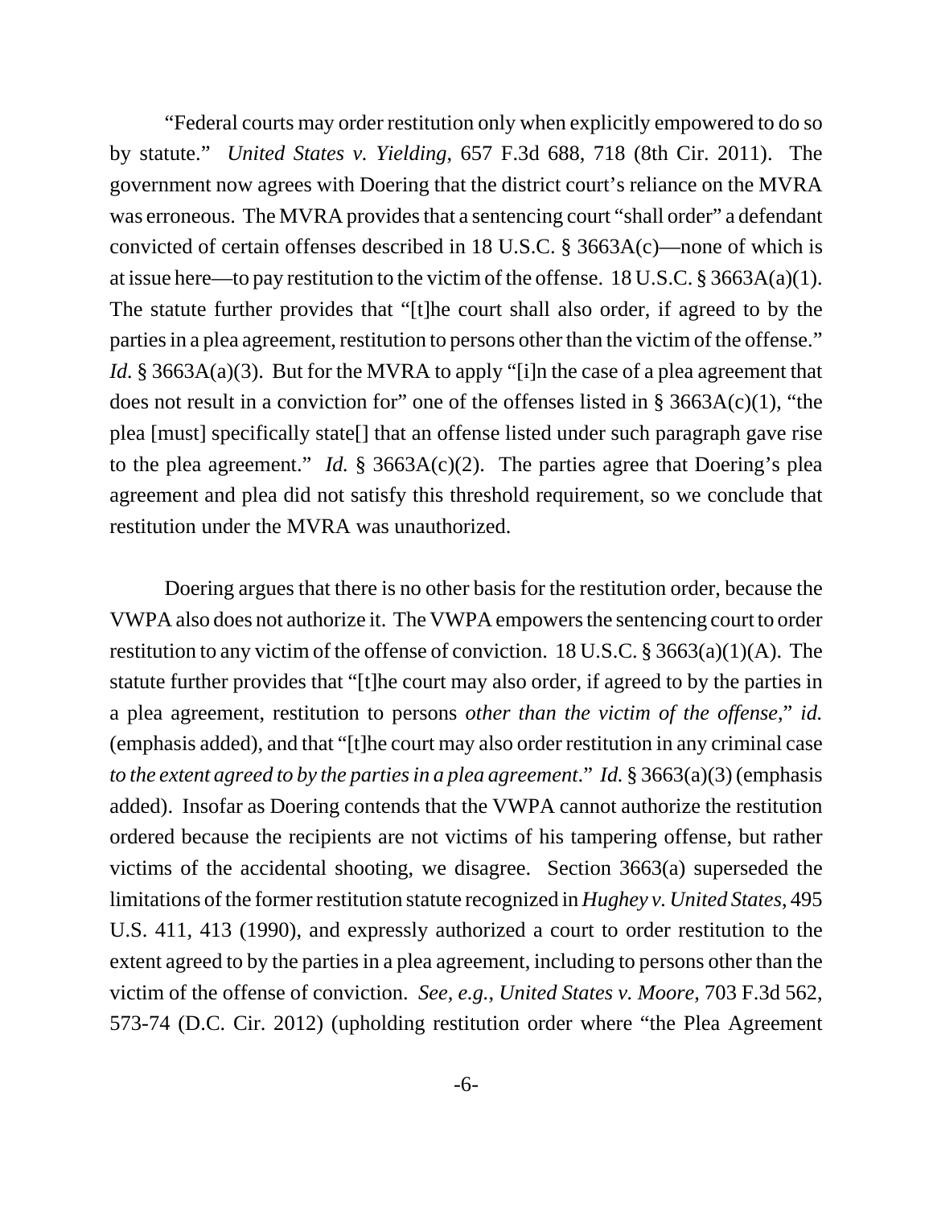"Federal courts may order restitution only when explicitly empowered to do so by statute." *United States v. Yielding*, 657 F.3d 688, 718 (8th Cir. 2011). The government now agrees with Doering that the district court's reliance on the MVRA was erroneous. The MVRA provides that a sentencing court "shall order" a defendant convicted of certain offenses described in 18 U.S.C. § 3663A(c)—none of which is at issue here—to pay restitution to the victim of the offense. 18 U.S.C. § 3663A(a)(1). The statute further provides that "[t]he court shall also order, if agreed to by the parties in a plea agreement, restitution to persons other than the victim of the offense." *Id.* § 3663A(a)(3). But for the MVRA to apply "[i]n the case of a plea agreement that does not result in a conviction for" one of the offenses listed in § 3663A(c)(1), "the plea [must] specifically state[] that an offense listed under such paragraph gave rise to the plea agreement." *Id.* § 3663A(c)(2). The parties agree that Doering's plea agreement and plea did not satisfy this threshold requirement, so we conclude that restitution under the MVRA was unauthorized.

Doering argues that there is no other basis for the restitution order, because the VWPA also does not authorize it. The VWPA empowers the sentencing court to order restitution to any victim of the offense of conviction. 18 U.S.C. § 3663(a)(1)(A). The statute further provides that "[t]he court may also order, if agreed to by the parties in a plea agreement, restitution to persons *other than the victim of the offense*," *id.* (emphasis added), and that "[t]he court may also order restitution in any criminal case *to the extent agreed to by the parties in a plea agreement*." *Id.* § 3663(a)(3) (emphasis added). Insofar as Doering contends that the VWPA cannot authorize the restitution ordered because the recipients are not victims of his tampering offense, but rather victims of the accidental shooting, we disagree. Section 3663(a) superseded the limitations of the former restitution statute recognized in *Hughey v. United States*, 495 U.S. 411, 413 (1990), and expressly authorized a court to order restitution to the extent agreed to by the parties in a plea agreement, including to persons other than the victim of the offense of conviction. *See, e.g.*, *United States v. Moore*, 703 F.3d 562, 573-74 (D.C. Cir. 2012) (upholding restitution order where "the Plea Agreement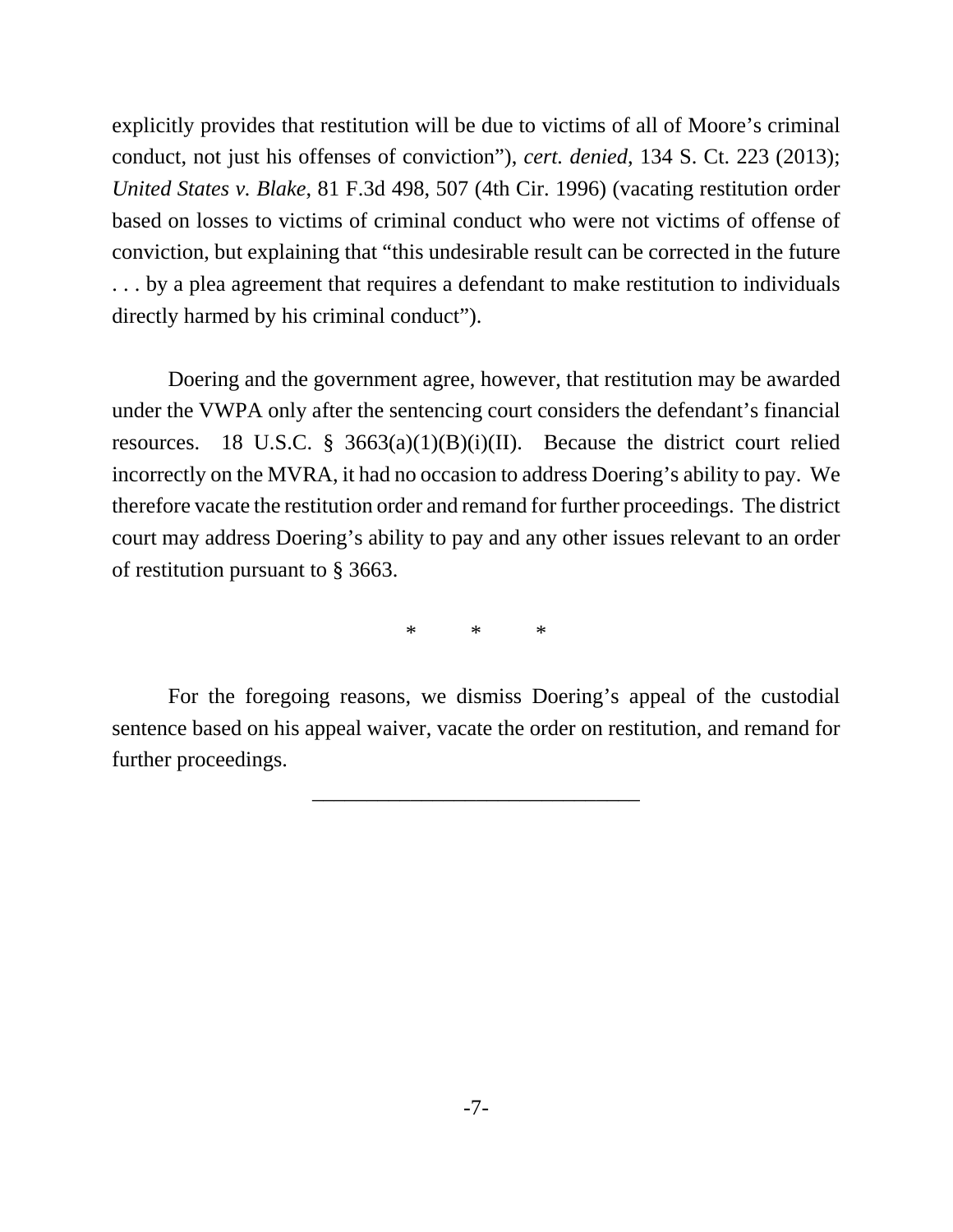explicitly provides that restitution will be due to victims of all of Moore's criminal conduct, not just his offenses of conviction"), *cert. denied*, 134 S. Ct. 223 (2013); *United States v. Blake*, 81 F.3d 498, 507 (4th Cir. 1996) (vacating restitution order based on losses to victims of criminal conduct who were not victims of offense of conviction, but explaining that "this undesirable result can be corrected in the future . . . by a plea agreement that requires a defendant to make restitution to individuals directly harmed by his criminal conduct").

Doering and the government agree, however, that restitution may be awarded under the VWPA only after the sentencing court considers the defendant's financial resources. 18 U.S.C. § 3663(a)(1)(B)(i)(II). Because the district court relied incorrectly on the MVRA, it had no occasion to address Doering's ability to pay. We therefore vacate the restitution order and remand for further proceedings. The district court may address Doering's ability to pay and any other issues relevant to an order of restitution pursuant to § 3663.

\* \* \*

For the foregoing reasons, we dismiss Doering's appeal of the custodial sentence based on his appeal waiver, vacate the order on restitution, and remand for further proceedings.

______________________________